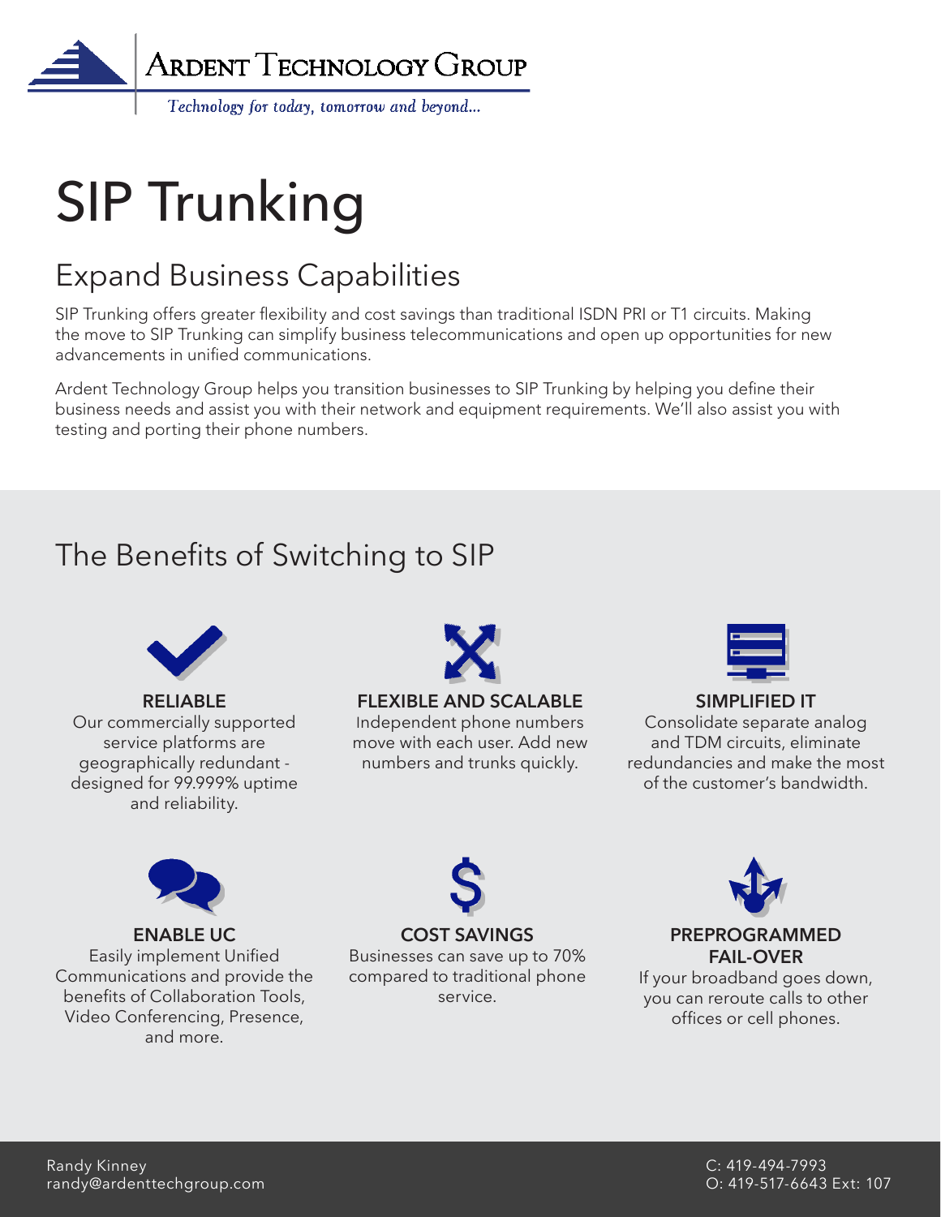Ardent Technology Group

*Technology for today, tomorrow and beyond...*

# SIP Trunking

## Expand Business Capabilities

SIP Trunking offers greater flexibility and cost savings than traditional ISDN PRI or T1 circuits. Making the move to SIP Trunking can simplify business telecommunications and open up opportunities for new advancements in unified communications.

Ardent Technology Group helps you transition businesses to SIP Trunking by helping you define their business needs and assist you with their network and equipment requirements. We'll also assist you with testing and porting their phone numbers.

## The Benefits of Switching to SIP

**RELIABLE**
Our commercially supported service platforms are geographically redundant - designed for 99.999% uptime and reliability.

**FLEXIBLE AND SCALABLE**
Independent phone numbers move with each user. Add new numbers and trunks quickly.

**SIMPLIFIED IT**
Consolidate separate analog and TDM circuits, eliminate redundancies and make the most of the customer's bandwidth.

**ENABLE UC**
Easily implement Unified Communications and provide the benefits of Collaboration Tools, Video Conferencing, Presence, and more.

**COST SAVINGS**
Businesses can save up to 70% compared to traditional phone service.

**PREPROGRAMMED FAIL-OVER**
If your broadband goes down, you can reroute calls to other offices or cell phones.

Randy Kinney
randy@ardenttechgroup.com

C: 419-494-7993
O: 419-517-6643 Ext: 107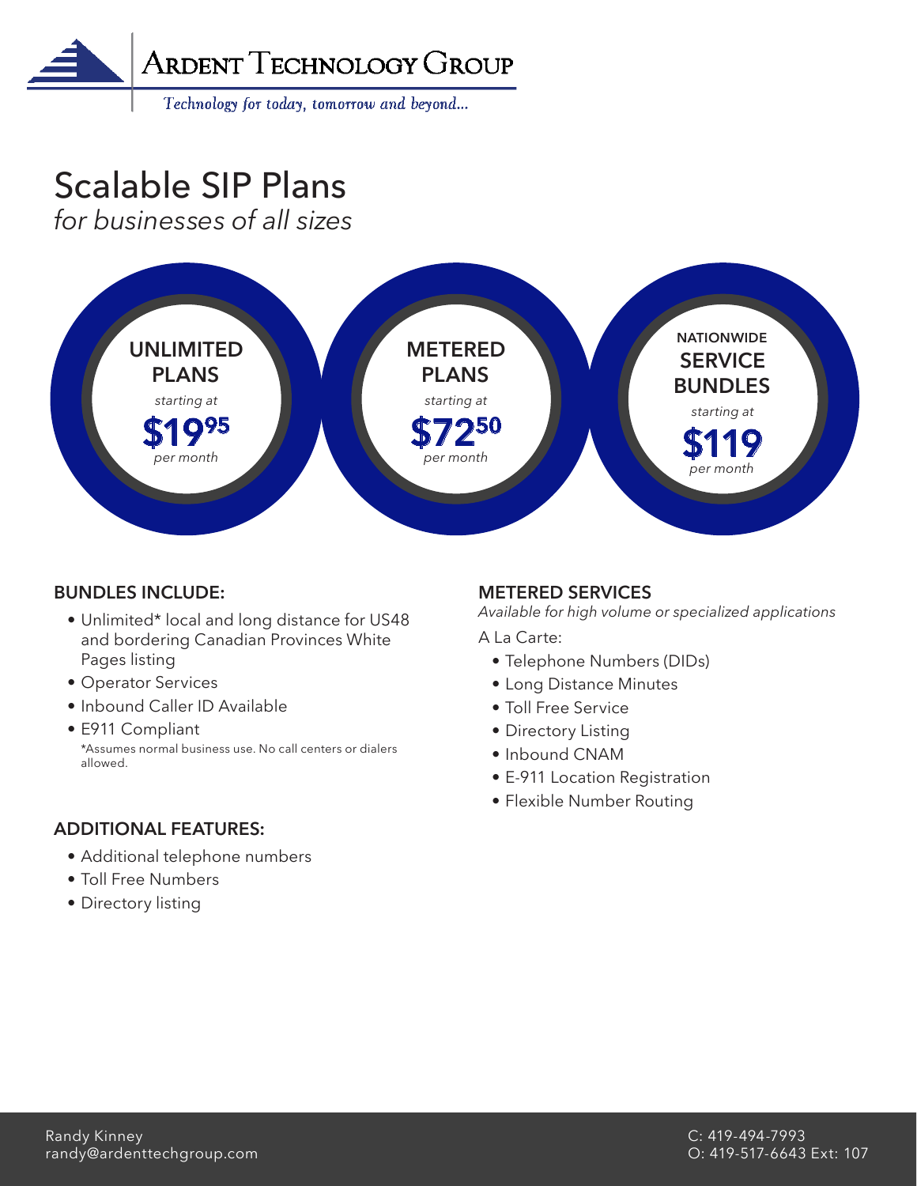# Ardent Technology Group

*Technology for today, tomorrow and beyond...*

# Scalable SIP Plans

*for businesses of all sizes*

**UNLIMITED PLANS**
*starting at*
**$19.95**
*per month*

**METERED PLANS**
*starting at*
**$72.50**
*per month*

**NATIONWIDE SERVICE BUNDLES**
*starting at*
**$119**
*per month*

### BUNDLES INCLUDE:

- Unlimited* local and long distance for US48 and bordering Canadian Provinces White Pages listing
- Operator Services
- Inbound Caller ID Available
- E911 Compliant

*Assumes normal business use. No call centers or dialers allowed.

### ADDITIONAL FEATURES:

- Additional telephone numbers
- Toll Free Numbers
- Directory listing

### METERED SERVICES

*Available for high volume or specialized applications*

A La Carte:

- Telephone Numbers (DIDs)
- Long Distance Minutes
- Toll Free Service
- Directory Listing
- Inbound CNAM
- E-911 Location Registration
- Flexible Number Routing

Randy Kinney
randy@ardenttechgroup.com

C: 419-494-7993
O: 419-517-6643 Ext: 107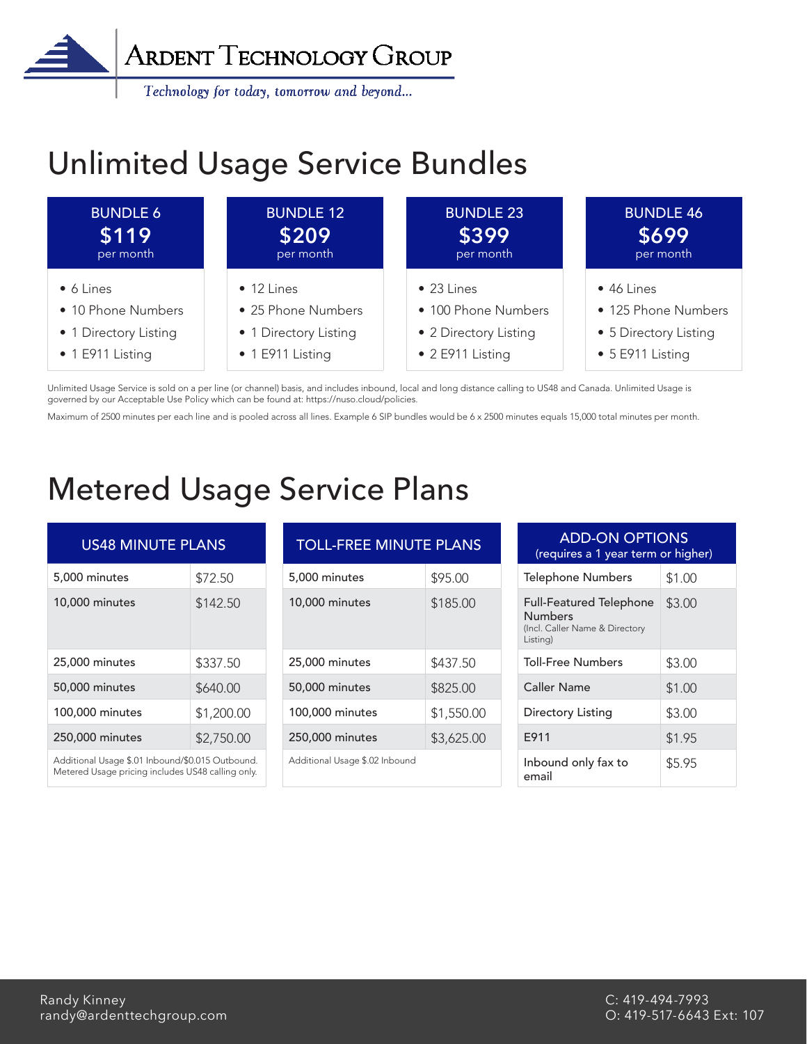ARDENT TECHNOLOGY GROUP

*Technology for today, tomorrow and beyond...*

# Unlimited Usage Service Bundles

| BUNDLE 6 $119 per month | BUNDLE 12 $209 per month | BUNDLE 23 $399 per month | BUNDLE 46 $699 per month |
|---|---|---|---|
| • 6 Lines | • 12 Lines | • 23 Lines | • 46 Lines |
| • 10 Phone Numbers | • 25 Phone Numbers | • 100 Phone Numbers | • 125 Phone Numbers |
| • 1 Directory Listing | • 1 Directory Listing | • 2 Directory Listing | • 5 Directory Listing |
| • 1 E911 Listing | • 1 E911 Listing | • 2 E911 Listing | • 5 E911 Listing |

Unlimited Usage Service is sold on a per line (or channel) basis, and includes inbound, local and long distance calling to US48 and Canada. Unlimited Usage is governed by our Acceptable Use Policy which can be found at: https://nuso.cloud/policies.

Maximum of 2500 minutes per each line and is pooled across all lines. Example 6 SIP bundles would be 6 x 2500 minutes equals 15,000 total minutes per month.

# Metered Usage Service Plans

| US48 MINUTE PLANS | |
|---|---|
| 5,000 minutes | $72.50 |
| 10,000 minutes | $142.50 |
| 25,000 minutes | $337.50 |
| 50,000 minutes | $640.00 |
| 100,000 minutes | $1,200.00 |
| 250,000 minutes | $2,750.00 |

Additional Usage $.01 Inbound/$0.015 Outbound. Metered Usage pricing includes US48 calling only.

| TOLL-FREE MINUTE PLANS | |
|---|---|
| 5,000 minutes | $95.00 |
| 10,000 minutes | $185.00 |
| 25,000 minutes | $437.50 |
| 50,000 minutes | $825.00 |
| 100,000 minutes | $1,550.00 |
| 250,000 minutes | $3,625.00 |

Additional Usage $.02 Inbound

| ADD-ON OPTIONS (requires a 1 year term or higher) | |
|---|---|
| Telephone Numbers | $1.00 |
| Full-Featured Telephone Numbers (Incl. Caller Name & Directory Listing) | $3.00 |
| Toll-Free Numbers | $3.00 |
| Caller Name | $1.00 |
| Directory Listing | $3.00 |
| E911 | $1.95 |
| Inbound only fax to email | $5.95 |

Randy Kinney
randy@ardenttechgroup.com

C: 419-494-7993
O: 419-517-6643 Ext: 107